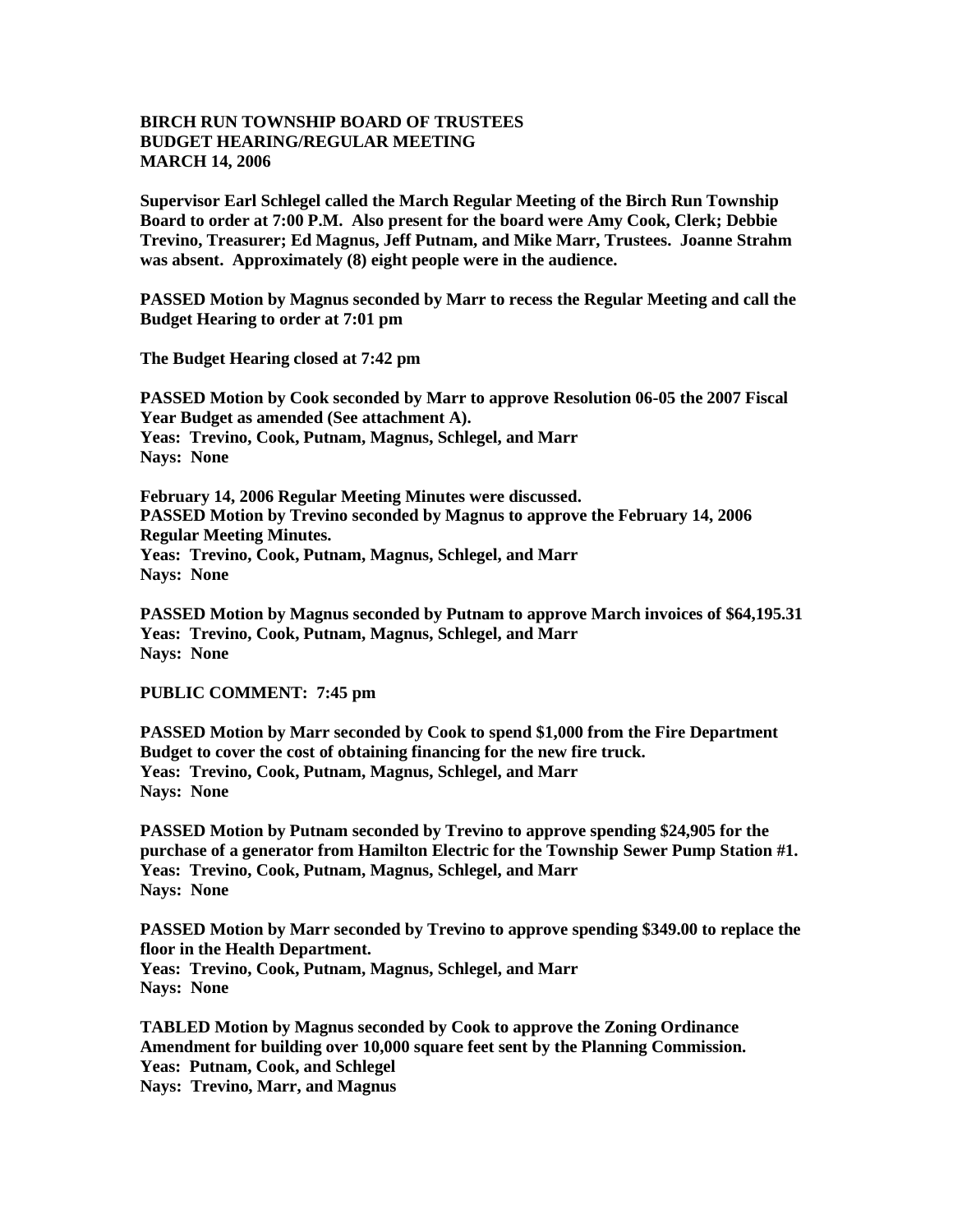**BIRCH RUN TOWNSHIP BOARD OF TRUSTEES**
**BUDGET HEARING/REGULAR MEETING**
**MARCH 14, 2006**

**Supervisor Earl Schlegel called the March Regular Meeting of the Birch Run Township Board to order at 7:00 P.M. Also present for the board were Amy Cook, Clerk; Debbie Trevino, Treasurer; Ed Magnus, Jeff Putnam, and Mike Marr, Trustees. Joanne Strahm was absent. Approximately (8) eight people were in the audience.**

**PASSED Motion by Magnus seconded by Marr to recess the Regular Meeting and call the Budget Hearing to order at 7:01 pm**

**The Budget Hearing closed at 7:42 pm**

**PASSED Motion by Cook seconded by Marr to approve Resolution 06-05 the 2007 Fiscal Year Budget as amended (See attachment A).**
**Yeas: Trevino, Cook, Putnam, Magnus, Schlegel, and Marr**
**Nays: None**

**February 14, 2006 Regular Meeting Minutes were discussed.**
**PASSED Motion by Trevino seconded by Magnus to approve the February 14, 2006 Regular Meeting Minutes.**
**Yeas: Trevino, Cook, Putnam, Magnus, Schlegel, and Marr**
**Nays: None**

**PASSED Motion by Magnus seconded by Putnam to approve March invoices of $64,195.31**
**Yeas: Trevino, Cook, Putnam, Magnus, Schlegel, and Marr**
**Nays: None**

**PUBLIC COMMENT: 7:45 pm**

**PASSED Motion by Marr seconded by Cook to spend $1,000 from the Fire Department Budget to cover the cost of obtaining financing for the new fire truck.**
**Yeas: Trevino, Cook, Putnam, Magnus, Schlegel, and Marr**
**Nays: None**

**PASSED Motion by Putnam seconded by Trevino to approve spending $24,905 for the purchase of a generator from Hamilton Electric for the Township Sewer Pump Station #1.**
**Yeas: Trevino, Cook, Putnam, Magnus, Schlegel, and Marr**
**Nays: None**

**PASSED Motion by Marr seconded by Trevino to approve spending $349.00 to replace the floor in the Health Department.**
**Yeas: Trevino, Cook, Putnam, Magnus, Schlegel, and Marr**
**Nays: None**

**TABLED Motion by Magnus seconded by Cook to approve the Zoning Ordinance Amendment for building over 10,000 square feet sent by the Planning Commission.**
**Yeas: Putnam, Cook, and Schlegel**
**Nays: Trevino, Marr, and Magnus**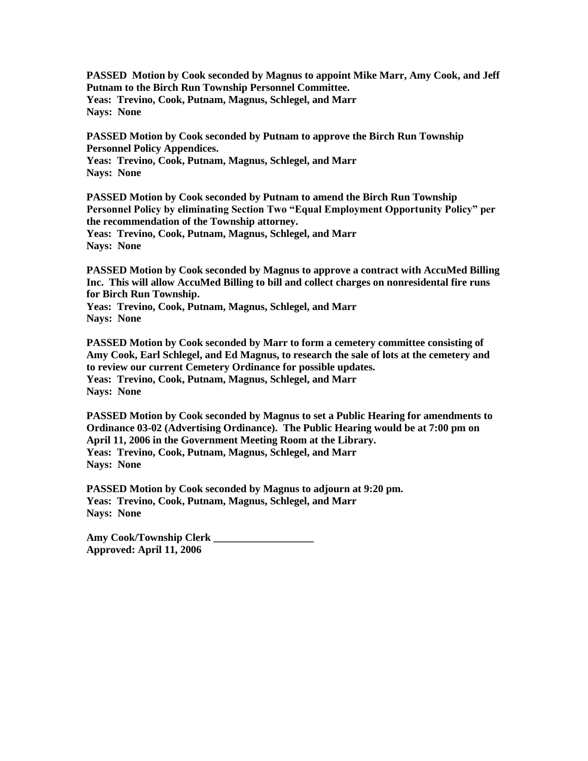**PASSED Motion by Cook seconded by Magnus to appoint Mike Marr, Amy Cook, and Jeff Putnam to the Birch Run Township Personnel Committee.**
**Yeas: Trevino, Cook, Putnam, Magnus, Schlegel, and Marr**
**Nays: None**

**PASSED Motion by Cook seconded by Putnam to approve the Birch Run Township Personnel Policy Appendices.**
**Yeas: Trevino, Cook, Putnam, Magnus, Schlegel, and Marr**
**Nays: None**

**PASSED Motion by Cook seconded by Putnam to amend the Birch Run Township Personnel Policy by eliminating Section Two "Equal Employment Opportunity Policy" per the recommendation of the Township attorney.**
**Yeas: Trevino, Cook, Putnam, Magnus, Schlegel, and Marr**
**Nays: None**

**PASSED Motion by Cook seconded by Magnus to approve a contract with AccuMed Billing Inc. This will allow AccuMed Billing to bill and collect charges on nonresidental fire runs for Birch Run Township.**
**Yeas: Trevino, Cook, Putnam, Magnus, Schlegel, and Marr**
**Nays: None**

**PASSED Motion by Cook seconded by Marr to form a cemetery committee consisting of Amy Cook, Earl Schlegel, and Ed Magnus, to research the sale of lots at the cemetery and to review our current Cemetery Ordinance for possible updates.**
**Yeas: Trevino, Cook, Putnam, Magnus, Schlegel, and Marr**
**Nays: None**

**PASSED Motion by Cook seconded by Magnus to set a Public Hearing for amendments to Ordinance 03-02 (Advertising Ordinance). The Public Hearing would be at 7:00 pm on April 11, 2006 in the Government Meeting Room at the Library.**
**Yeas: Trevino, Cook, Putnam, Magnus, Schlegel, and Marr**
**Nays: None**

**PASSED Motion by Cook seconded by Magnus to adjourn at 9:20 pm.**
**Yeas: Trevino, Cook, Putnam, Magnus, Schlegel, and Marr**
**Nays: None**

**Amy Cook/Township Clerk ___________________**
**Approved: April 11, 2006**